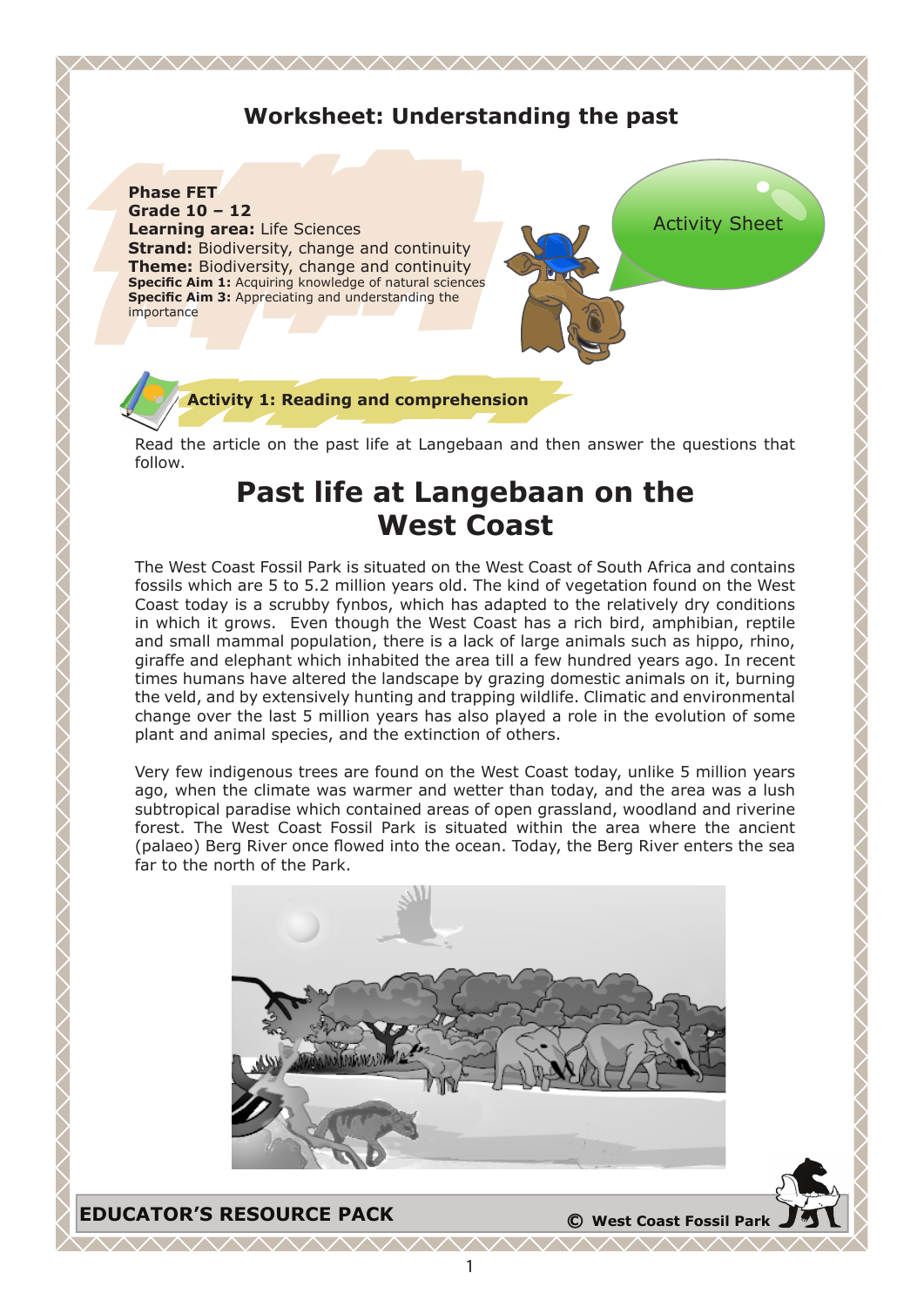# Worksheet: Understanding the past

**Phase FET**
**Grade 10 – 12**
**Learning area:** Life Sciences
**Strand:** Biodiversity, change and continuity
**Theme:** Biodiversity, change and continuity
**Specific Aim 1:** Acquiring knowledge of natural sciences
**Specific Aim 3:** Appreciating and understanding the importance

Activity Sheet

## Activity 1: Reading and comprehension

Read the article on the past life at Langebaan and then answer the questions that follow.

## Past life at Langebaan on the West Coast

The West Coast Fossil Park is situated on the West Coast of South Africa and contains fossils which are 5 to 5.2 million years old. The kind of vegetation found on the West Coast today is a scrubby fynbos, which has adapted to the relatively dry conditions in which it grows. Even though the West Coast has a rich bird, amphibian, reptile and small mammal population, there is a lack of large animals such as hippo, rhino, giraffe and elephant which inhabited the area till a few hundred years ago. In recent times humans have altered the landscape by grazing domestic animals on it, burning the veld, and by extensively hunting and trapping wildlife. Climatic and environmental change over the last 5 million years has also played a role in the evolution of some plant and animal species, and the extinction of others.

Very few indigenous trees are found on the West Coast today, unlike 5 million years ago, when the climate was warmer and wetter than today, and the area was a lush subtropical paradise which contained areas of open grassland, woodland and riverine forest. The West Coast Fossil Park is situated within the area where the ancient (palaeo) Berg River once flowed into the ocean. Today, the Berg River enters the sea far to the north of the Park.

EDUCATOR'S RESOURCE PACK © West Coast Fossil Park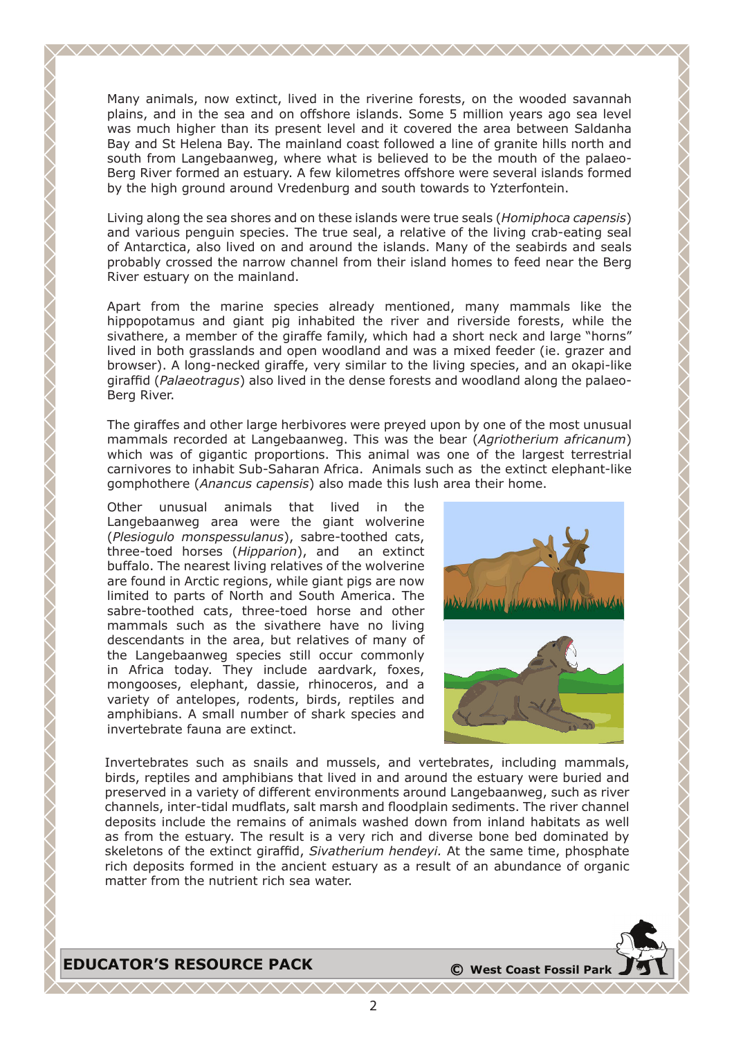Many animals, now extinct, lived in the riverine forests, on the wooded savannah plains, and in the sea and on offshore islands. Some 5 million years ago sea level was much higher than its present level and it covered the area between Saldanha Bay and St Helena Bay. The mainland coast followed a line of granite hills north and south from Langebaanweg, where what is believed to be the mouth of the palaeo-Berg River formed an estuary. A few kilometres offshore were several islands formed by the high ground around Vredenburg and south towards to Yzterfontein.

Living along the sea shores and on these islands were true seals (*Homiphoca capensis*) and various penguin species. The true seal, a relative of the living crab-eating seal of Antarctica, also lived on and around the islands. Many of the seabirds and seals probably crossed the narrow channel from their island homes to feed near the Berg River estuary on the mainland.

Apart from the marine species already mentioned, many mammals like the hippopotamus and giant pig inhabited the river and riverside forests, while the sivathere, a member of the giraffe family, which had a short neck and large "horns" lived in both grasslands and open woodland and was a mixed feeder (ie. grazer and browser). A long-necked giraffe, very similar to the living species, and an okapi-like giraffid (*Palaeotragus*) also lived in the dense forests and woodland along the palaeo-Berg River.

The giraffes and other large herbivores were preyed upon by one of the most unusual mammals recorded at Langebaanweg. This was the bear (*Agriotherium africanum*) which was of gigantic proportions. This animal was one of the largest terrestrial carnivores to inhabit Sub-Saharan Africa. Animals such as the extinct elephant-like gomphothere (*Anancus capensis*) also made this lush area their home.

Other unusual animals that lived in the Langebaanweg area were the giant wolverine (*Plesiogulo monspessulanus*), sabre-toothed cats, three-toed horses (*Hipparion*), and an extinct buffalo. The nearest living relatives of the wolverine are found in Arctic regions, while giant pigs are now limited to parts of North and South America. The sabre-toothed cats, three-toed horse and other mammals such as the sivathere have no living descendants in the area, but relatives of many of the Langebaanweg species still occur commonly in Africa today. They include aardvark, foxes, mongooses, elephant, dassie, rhinoceros, and a variety of antelopes, rodents, birds, reptiles and amphibians. A small number of shark species and invertebrate fauna are extinct.

Invertebrates such as snails and mussels, and vertebrates, including mammals, birds, reptiles and amphibians that lived in and around the estuary were buried and preserved in a variety of different environments around Langebaanweg, such as river channels, inter-tidal mudflats, salt marsh and floodplain sediments. The river channel deposits include the remains of animals washed down from inland habitats as well as from the estuary. The result is a very rich and diverse bone bed dominated by skeletons of the extinct giraffid, *Sivatherium hendeyi.* At the same time, phosphate rich deposits formed in the ancient estuary as a result of an abundance of organic matter from the nutrient rich sea water.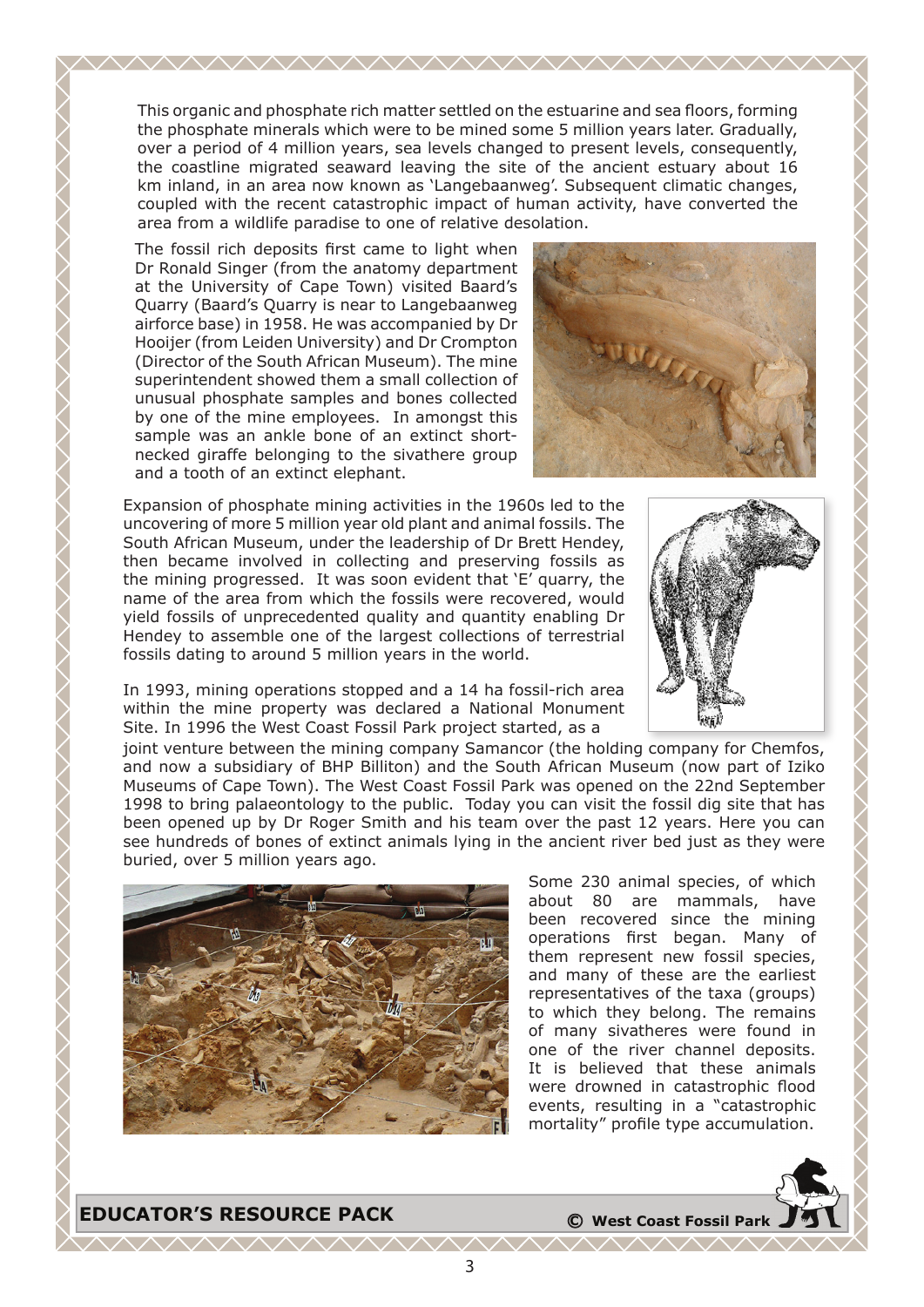This organic and phosphate rich matter settled on the estuarine and sea floors, forming the phosphate minerals which were to be mined some 5 million years later. Gradually, over a period of 4 million years, sea levels changed to present levels, consequently, the coastline migrated seaward leaving the site of the ancient estuary about 16 km inland, in an area now known as 'Langebaanweg'. Subsequent climatic changes, coupled with the recent catastrophic impact of human activity, have converted the area from a wildlife paradise to one of relative desolation.

The fossil rich deposits first came to light when Dr Ronald Singer (from the anatomy department at the University of Cape Town) visited Baard's Quarry (Baard's Quarry is near to Langebaanweg airforce base) in 1958. He was accompanied by Dr Hooijer (from Leiden University) and Dr Crompton (Director of the South African Museum). The mine superintendent showed them a small collection of unusual phosphate samples and bones collected by one of the mine employees. In amongst this sample was an ankle bone of an extinct short-necked giraffe belonging to the sivathere group and a tooth of an extinct elephant.

Expansion of phosphate mining activities in the 1960s led to the uncovering of more 5 million year old plant and animal fossils. The South African Museum, under the leadership of Dr Brett Hendey, then became involved in collecting and preserving fossils as the mining progressed. It was soon evident that 'E' quarry, the name of the area from which the fossils were recovered, would yield fossils of unprecedented quality and quantity enabling Dr Hendey to assemble one of the largest collections of terrestrial fossils dating to around 5 million years in the world.

In 1993, mining operations stopped and a 14 ha fossil-rich area within the mine property was declared a National Monument Site. In 1996 the West Coast Fossil Park project started, as a joint venture between the mining company Samancor (the holding company for Chemfos, and now a subsidiary of BHP Billiton) and the South African Museum (now part of Iziko Museums of Cape Town). The West Coast Fossil Park was opened on the 22nd September 1998 to bring palaeontology to the public. Today you can visit the fossil dig site that has been opened up by Dr Roger Smith and his team over the past 12 years. Here you can see hundreds of bones of extinct animals lying in the ancient river bed just as they were buried, over 5 million years ago.

Some 230 animal species, of which about 80 are mammals, have been recovered since the mining operations first began. Many of them represent new fossil species, and many of these are the earliest representatives of the taxa (groups) to which they belong. The remains of many sivatheres were found in one of the river channel deposits. It is believed that these animals were drowned in catastrophic flood events, resulting in a "catastrophic mortality" profile type accumulation.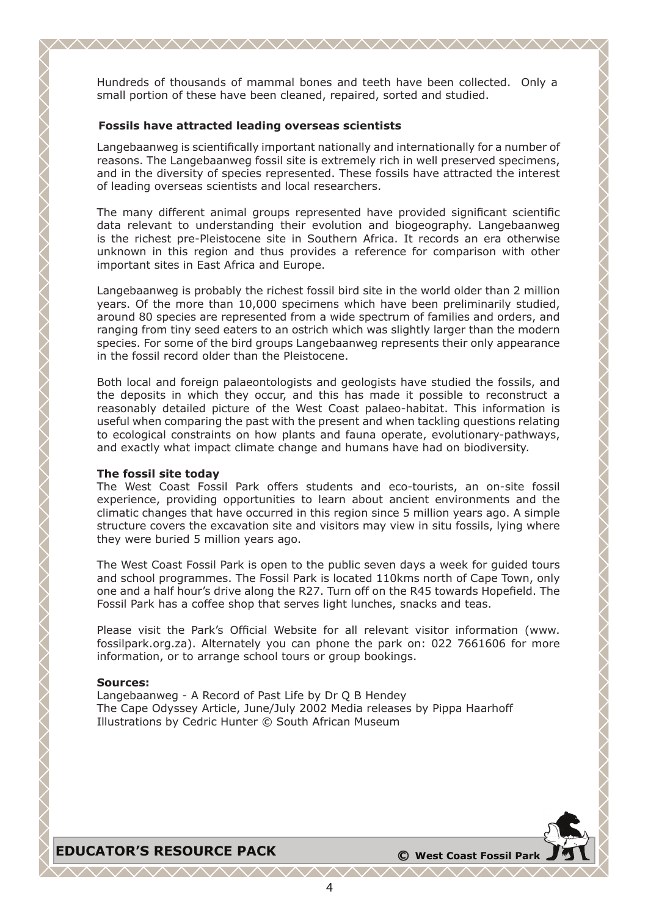Hundreds of thousands of mammal bones and teeth have been collected. Only a small portion of these have been cleaned, repaired, sorted and studied.

### Fossils have attracted leading overseas scientists

Langebaanweg is scientifically important nationally and internationally for a number of reasons. The Langebaanweg fossil site is extremely rich in well preserved specimens, and in the diversity of species represented. These fossils have attracted the interest of leading overseas scientists and local researchers.

The many different animal groups represented have provided significant scientific data relevant to understanding their evolution and biogeography. Langebaanweg is the richest pre-Pleistocene site in Southern Africa. It records an era otherwise unknown in this region and thus provides a reference for comparison with other important sites in East Africa and Europe.

Langebaanweg is probably the richest fossil bird site in the world older than 2 million years. Of the more than 10,000 specimens which have been preliminarily studied, around 80 species are represented from a wide spectrum of families and orders, and ranging from tiny seed eaters to an ostrich which was slightly larger than the modern species. For some of the bird groups Langebaanweg represents their only appearance in the fossil record older than the Pleistocene.

Both local and foreign palaeontologists and geologists have studied the fossils, and the deposits in which they occur, and this has made it possible to reconstruct a reasonably detailed picture of the West Coast palaeo-habitat. This information is useful when comparing the past with the present and when tackling questions relating to ecological constraints on how plants and fauna operate, evolutionary-pathways, and exactly what impact climate change and humans have had on biodiversity.

### The fossil site today

The West Coast Fossil Park offers students and eco-tourists, an on-site fossil experience, providing opportunities to learn about ancient environments and the climatic changes that have occurred in this region since 5 million years ago. A simple structure covers the excavation site and visitors may view in situ fossils, lying where they were buried 5 million years ago.

The West Coast Fossil Park is open to the public seven days a week for guided tours and school programmes. The Fossil Park is located 110kms north of Cape Town, only one and a half hour's drive along the R27. Turn off on the R45 towards Hopefield. The Fossil Park has a coffee shop that serves light lunches, snacks and teas.

Please visit the Park's Official Website for all relevant visitor information (www.fossilpark.org.za). Alternately you can phone the park on: 022 7661606 for more information, or to arrange school tours or group bookings.

**Sources:**

Langebaanweg - A Record of Past Life by Dr Q B Hendey
The Cape Odyssey Article, June/July 2002 Media releases by Pippa Haarhoff
Illustrations by Cedric Hunter © South African Museum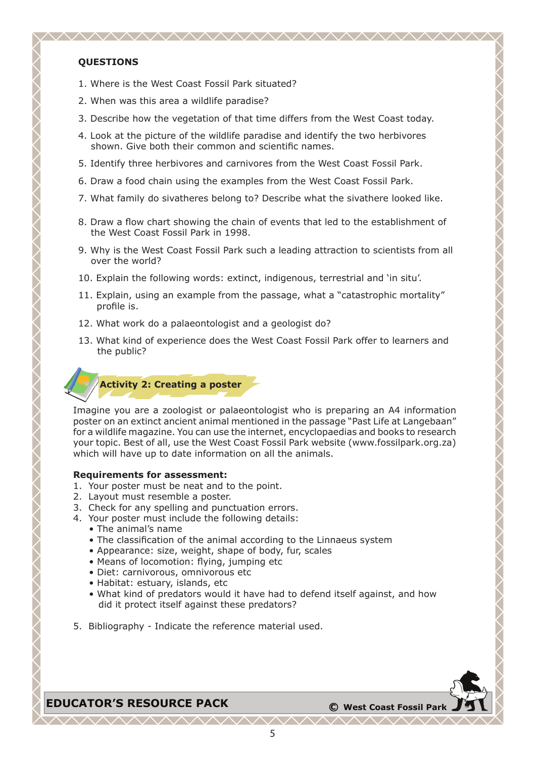## QUESTIONS

1. Where is the West Coast Fossil Park situated?
2. When was this area a wildlife paradise?
3. Describe how the vegetation of that time differs from the West Coast today.
4. Look at the picture of the wildlife paradise and identify the two herbivores shown. Give both their common and scientific names.
5. Identify three herbivores and carnivores from the West Coast Fossil Park.
6. Draw a food chain using the examples from the West Coast Fossil Park.
7. What family do sivatheres belong to? Describe what the sivathere looked like.
8. Draw a flow chart showing the chain of events that led to the establishment of the West Coast Fossil Park in 1998.
9. Why is the West Coast Fossil Park such a leading attraction to scientists from all over the world?
10. Explain the following words: extinct, indigenous, terrestrial and 'in situ'.
11. Explain, using an example from the passage, what a "catastrophic mortality" profile is.
12. What work do a palaeontologist and a geologist do?
13. What kind of experience does the West Coast Fossil Park offer to learners and the public?

## Activity 2: Creating a poster

Imagine you are a zoologist or palaeontologist who is preparing an A4 information poster on an extinct ancient animal mentioned in the passage "Past Life at Langebaan" for a wildlife magazine. You can use the internet, encyclopaedias and books to research your topic. Best of all, use the West Coast Fossil Park website (www.fossilpark.org.za) which will have up to date information on all the animals.

**Requirements for assessment:**

1. Your poster must be neat and to the point.
2. Layout must resemble a poster.
3. Check for any spelling and punctuation errors.
4. Your poster must include the following details:
   - The animal's name
   - The classification of the animal according to the Linnaeus system
   - Appearance: size, weight, shape of body, fur, scales
   - Means of locomotion: flying, jumping etc
   - Diet: carnivorous, omnivorous etc
   - Habitat: estuary, islands, etc
   - What kind of predators would it have had to defend itself against, and how did it protect itself against these predators?
5. Bibliography - Indicate the reference material used.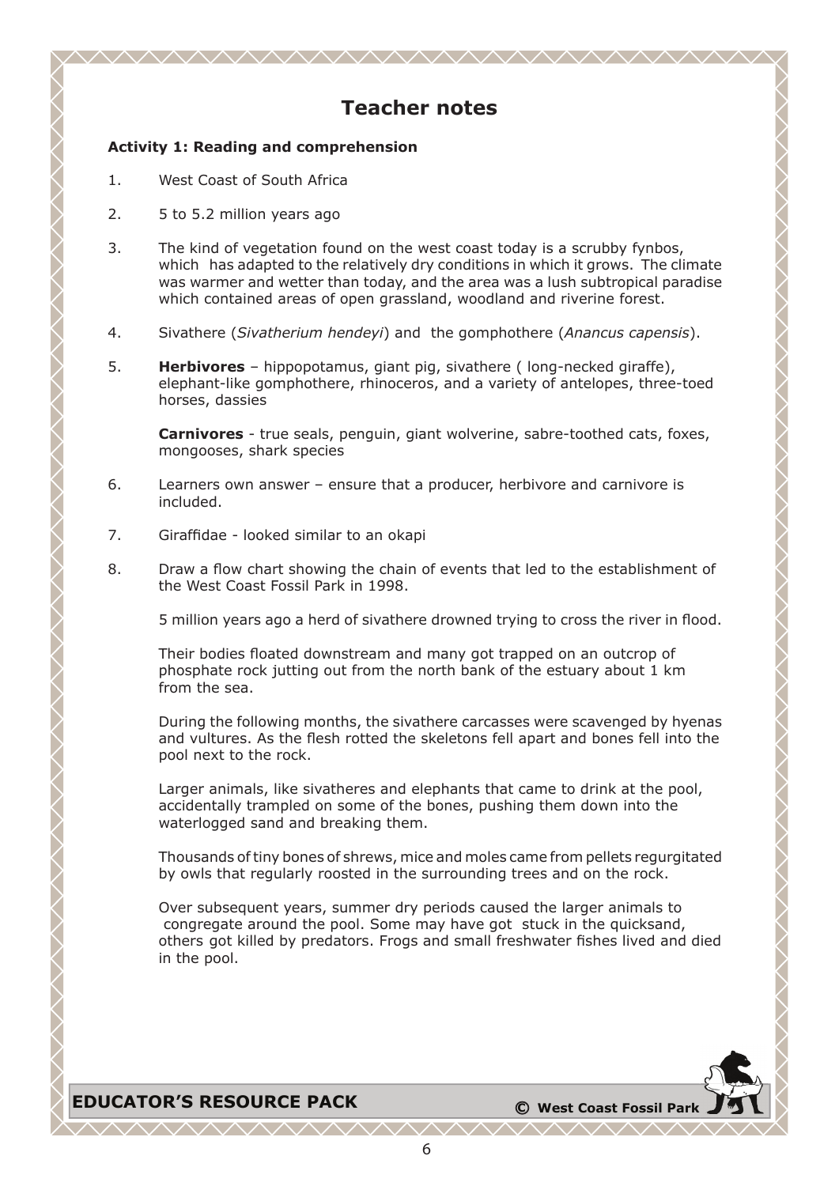# Teacher notes

**Activity 1: Reading and comprehension**

1. West Coast of South Africa

2. 5 to 5.2 million years ago

3. The kind of vegetation found on the west coast today is a scrubby fynbos, which has adapted to the relatively dry conditions in which it grows. The climate was warmer and wetter than today, and the area was a lush subtropical paradise which contained areas of open grassland, woodland and riverine forest.

4. Sivathere (*Sivatherium hendeyi*) and the gomphothere (*Anancus capensis*).

5. **Herbivores** – hippopotamus, giant pig, sivathere ( long-necked giraffe), elephant-like gomphothere, rhinoceros, and a variety of antelopes, three-toed horses, dassies

   **Carnivores** - true seals, penguin, giant wolverine, sabre-toothed cats, foxes, mongooses, shark species

6. Learners own answer – ensure that a producer, herbivore and carnivore is included.

7. Giraffidae - looked similar to an okapi

8. Draw a flow chart showing the chain of events that led to the establishment of the West Coast Fossil Park in 1998.

   5 million years ago a herd of sivathere drowned trying to cross the river in flood.

   Their bodies floated downstream and many got trapped on an outcrop of phosphate rock jutting out from the north bank of the estuary about 1 km from the sea.

   During the following months, the sivathere carcasses were scavenged by hyenas and vultures. As the flesh rotted the skeletons fell apart and bones fell into the pool next to the rock.

   Larger animals, like sivatheres and elephants that came to drink at the pool, accidentally trampled on some of the bones, pushing them down into the waterlogged sand and breaking them.

   Thousands of tiny bones of shrews, mice and moles came from pellets regurgitated by owls that regularly roosted in the surrounding trees and on the rock.

   Over subsequent years, summer dry periods caused the larger animals to congregate around the pool. Some may have got stuck in the quicksand, others got killed by predators. Frogs and small freshwater fishes lived and died in the pool.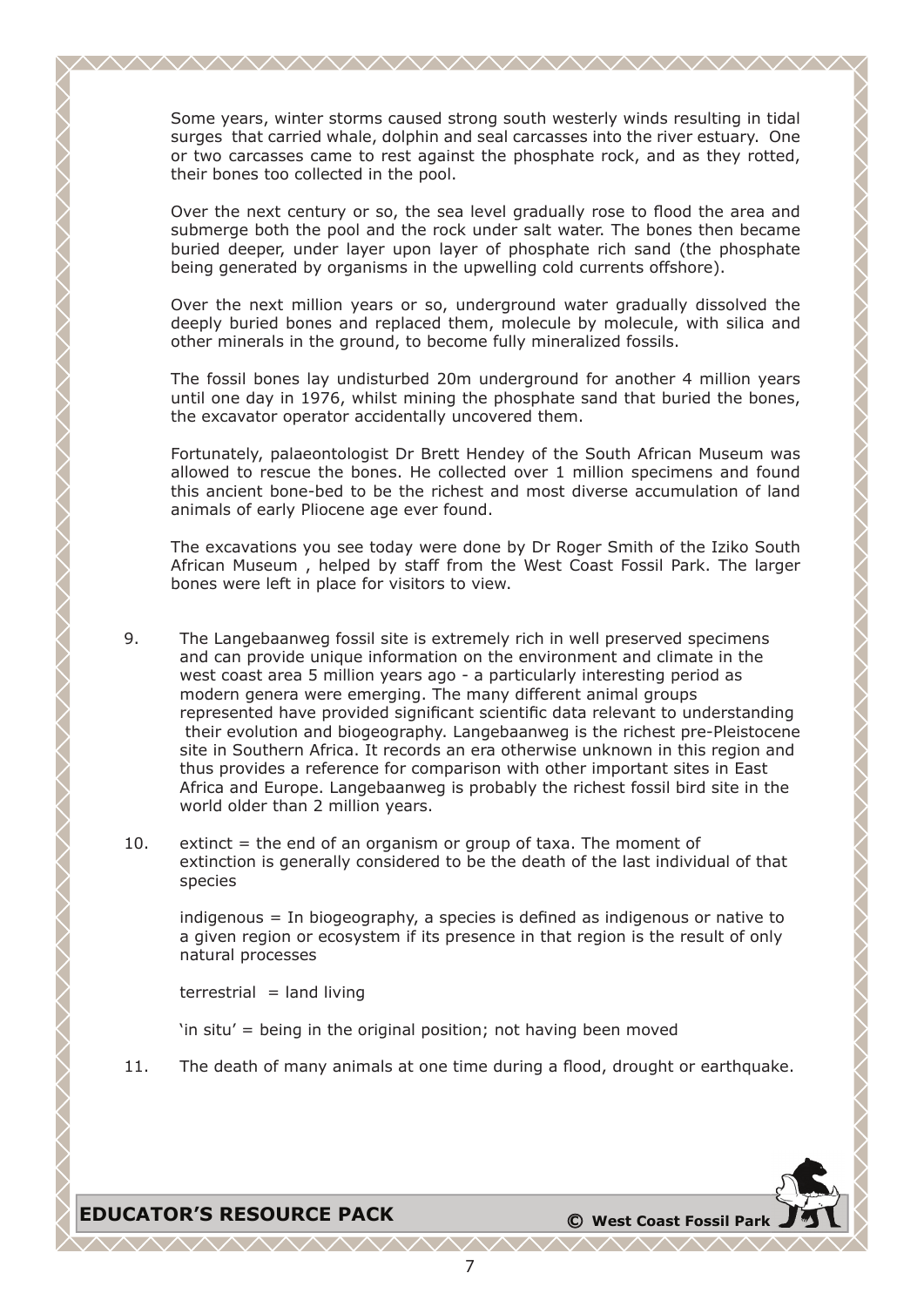Some years, winter storms caused strong south westerly winds resulting in tidal surges that carried whale, dolphin and seal carcasses into the river estuary. One or two carcasses came to rest against the phosphate rock, and as they rotted, their bones too collected in the pool.

Over the next century or so, the sea level gradually rose to flood the area and submerge both the pool and the rock under salt water. The bones then became buried deeper, under layer upon layer of phosphate rich sand (the phosphate being generated by organisms in the upwelling cold currents offshore).

Over the next million years or so, underground water gradually dissolved the deeply buried bones and replaced them, molecule by molecule, with silica and other minerals in the ground, to become fully mineralized fossils.

The fossil bones lay undisturbed 20m underground for another 4 million years until one day in 1976, whilst mining the phosphate sand that buried the bones, the excavator operator accidentally uncovered them.

Fortunately, palaeontologist Dr Brett Hendey of the South African Museum was allowed to rescue the bones. He collected over 1 million specimens and found this ancient bone-bed to be the richest and most diverse accumulation of land animals of early Pliocene age ever found.

The excavations you see today were done by Dr Roger Smith of the Iziko South African Museum , helped by staff from the West Coast Fossil Park. The larger bones were left in place for visitors to view.

9. The Langebaanweg fossil site is extremely rich in well preserved specimens and can provide unique information on the environment and climate in the west coast area 5 million years ago - a particularly interesting period as modern genera were emerging. The many different animal groups represented have provided significant scientific data relevant to understanding their evolution and biogeography. Langebaanweg is the richest pre-Pleistocene site in Southern Africa. It records an era otherwise unknown in this region and thus provides a reference for comparison with other important sites in East Africa and Europe. Langebaanweg is probably the richest fossil bird site in the world older than 2 million years.

10. extinct = the end of an organism or group of taxa. The moment of extinction is generally considered to be the death of the last individual of that species

    indigenous = In biogeography, a species is defined as indigenous or native to a given region or ecosystem if its presence in that region is the result of only natural processes

    terrestrial = land living

    'in situ' = being in the original position; not having been moved

11. The death of many animals at one time during a flood, drought or earthquake.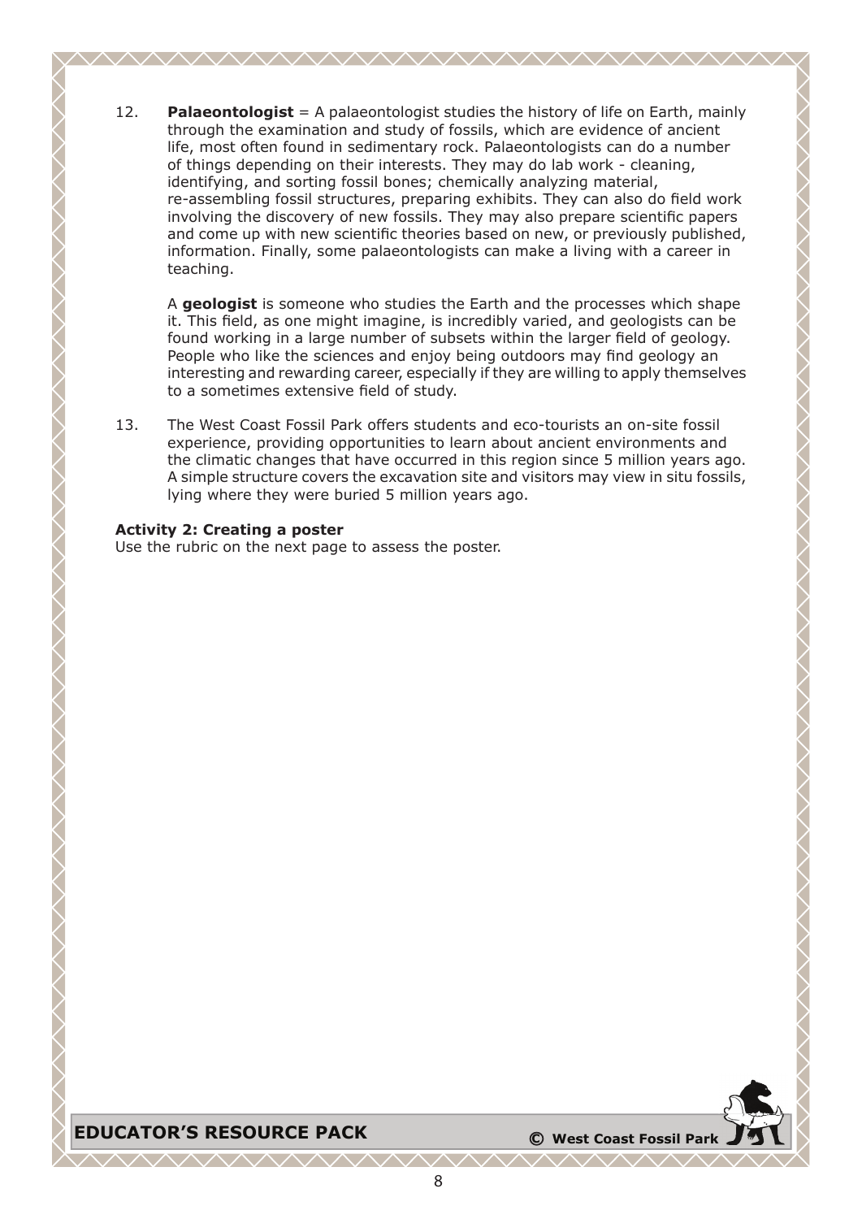12. **Palaeontologist** = A palaeontologist studies the history of life on Earth, mainly through the examination and study of fossils, which are evidence of ancient life, most often found in sedimentary rock. Palaeontologists can do a number of things depending on their interests. They may do lab work - cleaning, identifying, and sorting fossil bones; chemically analyzing material, re-assembling fossil structures, preparing exhibits. They can also do field work involving the discovery of new fossils. They may also prepare scientific papers and come up with new scientific theories based on new, or previously published, information. Finally, some palaeontologists can make a living with a career in teaching.

    A **geologist** is someone who studies the Earth and the processes which shape it. This field, as one might imagine, is incredibly varied, and geologists can be found working in a large number of subsets within the larger field of geology. People who like the sciences and enjoy being outdoors may find geology an interesting and rewarding career, especially if they are willing to apply themselves to a sometimes extensive field of study.

13. The West Coast Fossil Park offers students and eco-tourists an on-site fossil experience, providing opportunities to learn about ancient environments and the climatic changes that have occurred in this region since 5 million years ago. A simple structure covers the excavation site and visitors may view in situ fossils, lying where they were buried 5 million years ago.

**Activity 2: Creating a poster**

Use the rubric on the next page to assess the poster.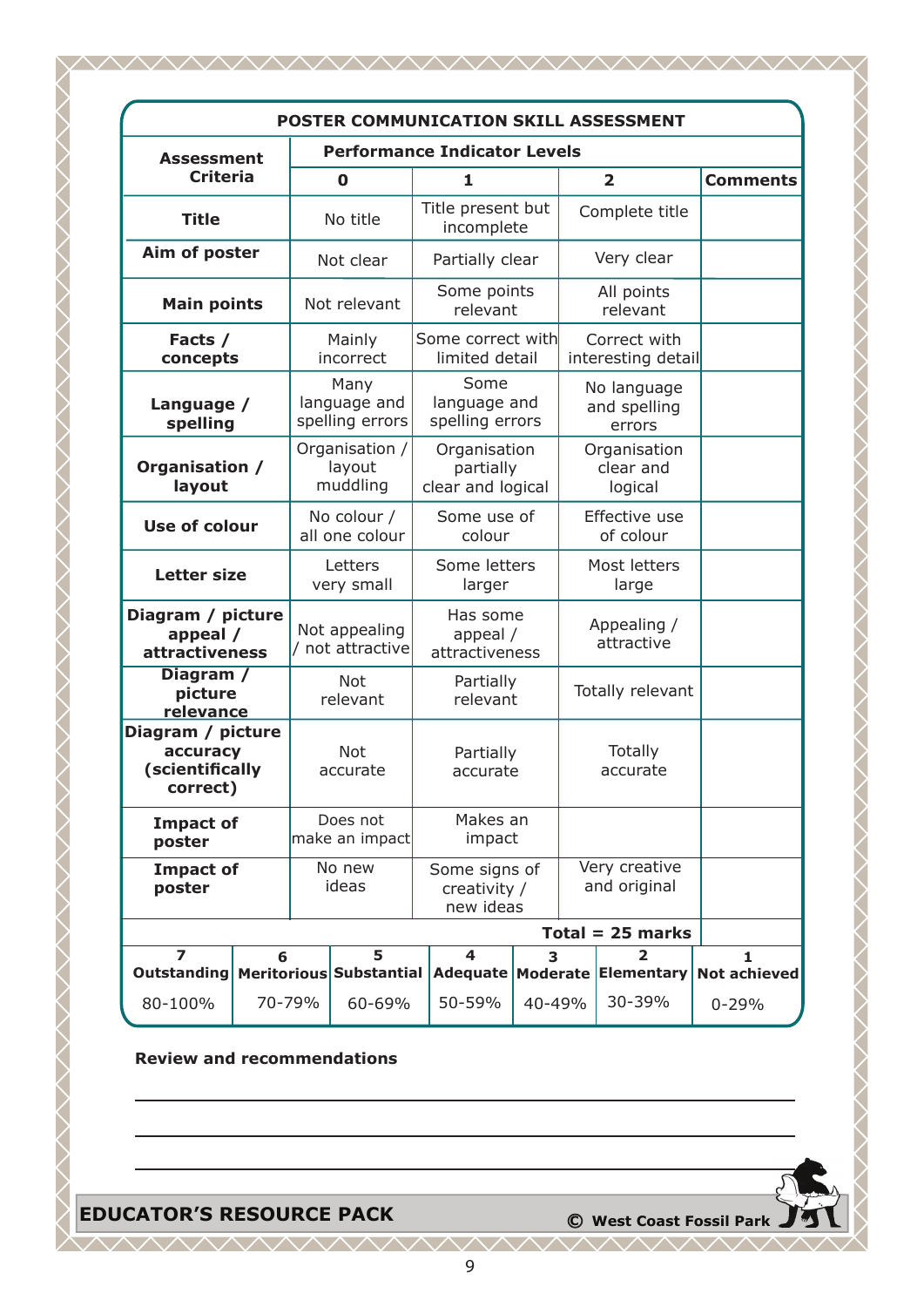# POSTER COMMUNICATION SKILL ASSESSMENT

| Assessment Criteria | Performance Indicator Levels | | | |
|---|---|---|---|---|
| | **0** | **1** | **2** | **Comments** |
| **Title** | No title | Title present but incomplete | Complete title | |
| **Aim of poster** | Not clear | Partially clear | Very clear | |
| **Main points** | Not relevant | Some points relevant | All points relevant | |
| **Facts / concepts** | Mainly incorrect | Some correct with limited detail | Correct with interesting detail | |
| **Language / spelling** | Many language and spelling errors | Some language and spelling errors | No language and spelling errors | |
| **Organisation / layout** | Organisation / layout muddling | Organisation partially clear and logical | Organisation clear and logical | |
| **Use of colour** | No colour / all one colour | Some use of colour | Effective use of colour | |
| **Letter size** | Letters very small | Some letters larger | Most letters large | |
| **Diagram / picture appeal / attractiveness** | Not appealing / not attractive | Has some appeal / attractiveness | Appealing / attractive | |
| **Diagram / picture relevance** | Not relevant | Partially relevant | Totally relevant | |
| **Diagram / picture accuracy (scientifically correct)** | Not accurate | Partially accurate | Totally accurate | |
| **Impact of poster** | Does not make an impact | Makes an impact | | |
| **Impact of poster** | No new ideas | Some signs of creativity / new ideas | Very creative and original | |
| | | | **Total = 25 marks** | |

| 7 Outstanding | 6 Meritorious | 5 Substantial | 4 Adequate | 3 Moderate | 2 Elementary | 1 Not achieved |
|---|---|---|---|---|---|---|
| 80-100% | 70-79% | 60-69% | 50-59% | 40-49% | 30-39% | 0-29% |

**Review and recommendations**

______________________________________________________________

______________________________________________________________

______________________________________________________________

**EDUCATOR'S RESOURCE PACK** © **West Coast Fossil Park**